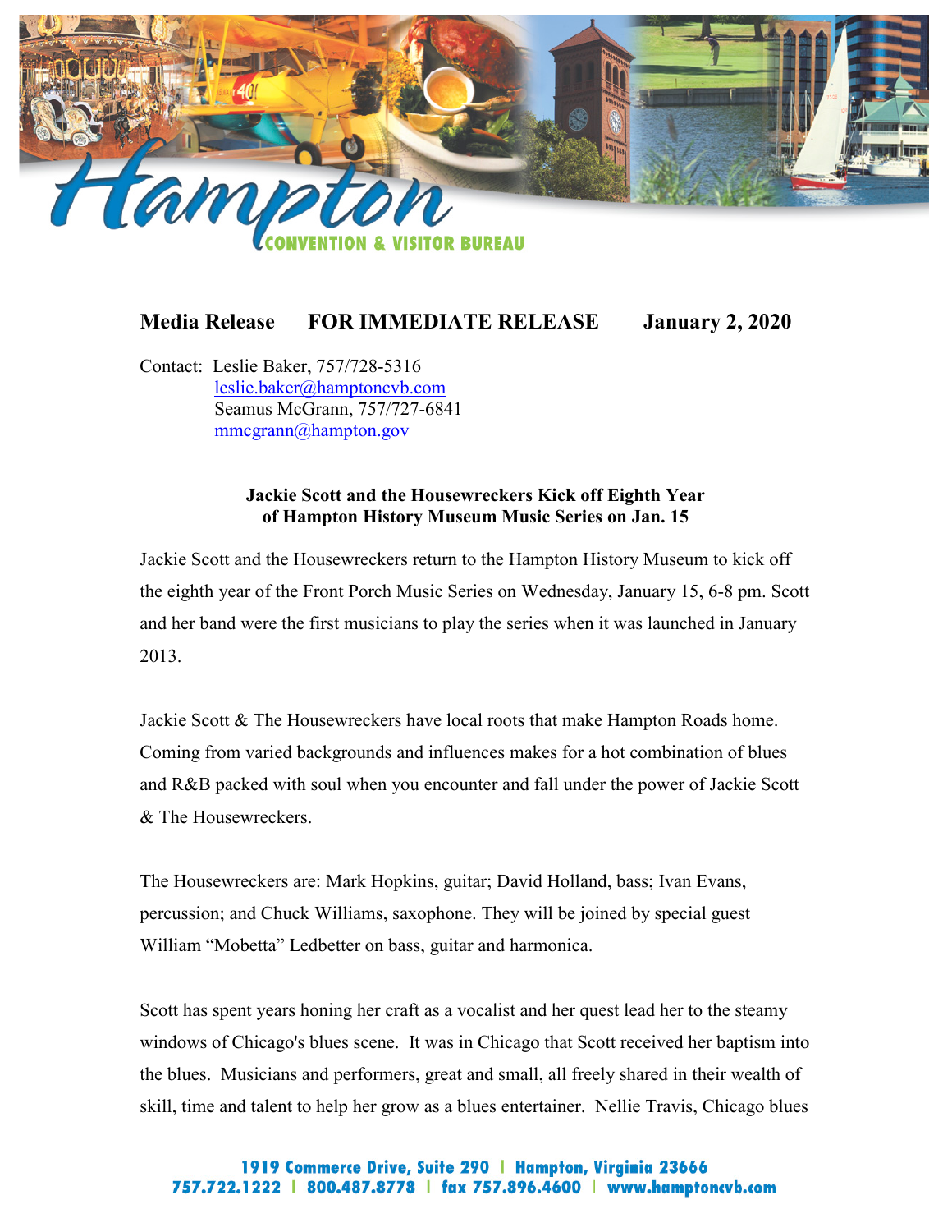**Media Release FOR IMMEDIATE RELEASE January 2, 2020**

Contact: Leslie Baker, 757/728-5316
leslie.baker@hamptoncvb.com
Seamus McGrann, 757/727-6841
mmcgrann@hampton.gov

**Jackie Scott and the Housewreckers Kick off Eighth Year of Hampton History Museum Music Series on Jan. 15**

Jackie Scott and the Housewreckers return to the Hampton History Museum to kick off the eighth year of the Front Porch Music Series on Wednesday, January 15, 6-8 pm. Scott and her band were the first musicians to play the series when it was launched in January 2013.

Jackie Scott & The Housewreckers have local roots that make Hampton Roads home. Coming from varied backgrounds and influences makes for a hot combination of blues and R&B packed with soul when you encounter and fall under the power of Jackie Scott & The Housewreckers.

The Housewreckers are: Mark Hopkins, guitar; David Holland, bass; Ivan Evans, percussion; and Chuck Williams, saxophone. They will be joined by special guest William "Mobetta" Ledbetter on bass, guitar and harmonica.

Scott has spent years honing her craft as a vocalist and her quest lead her to the steamy windows of Chicago's blues scene. It was in Chicago that Scott received her baptism into the blues. Musicians and performers, great and small, all freely shared in their wealth of skill, time and talent to help her grow as a blues entertainer. Nellie Travis, Chicago blues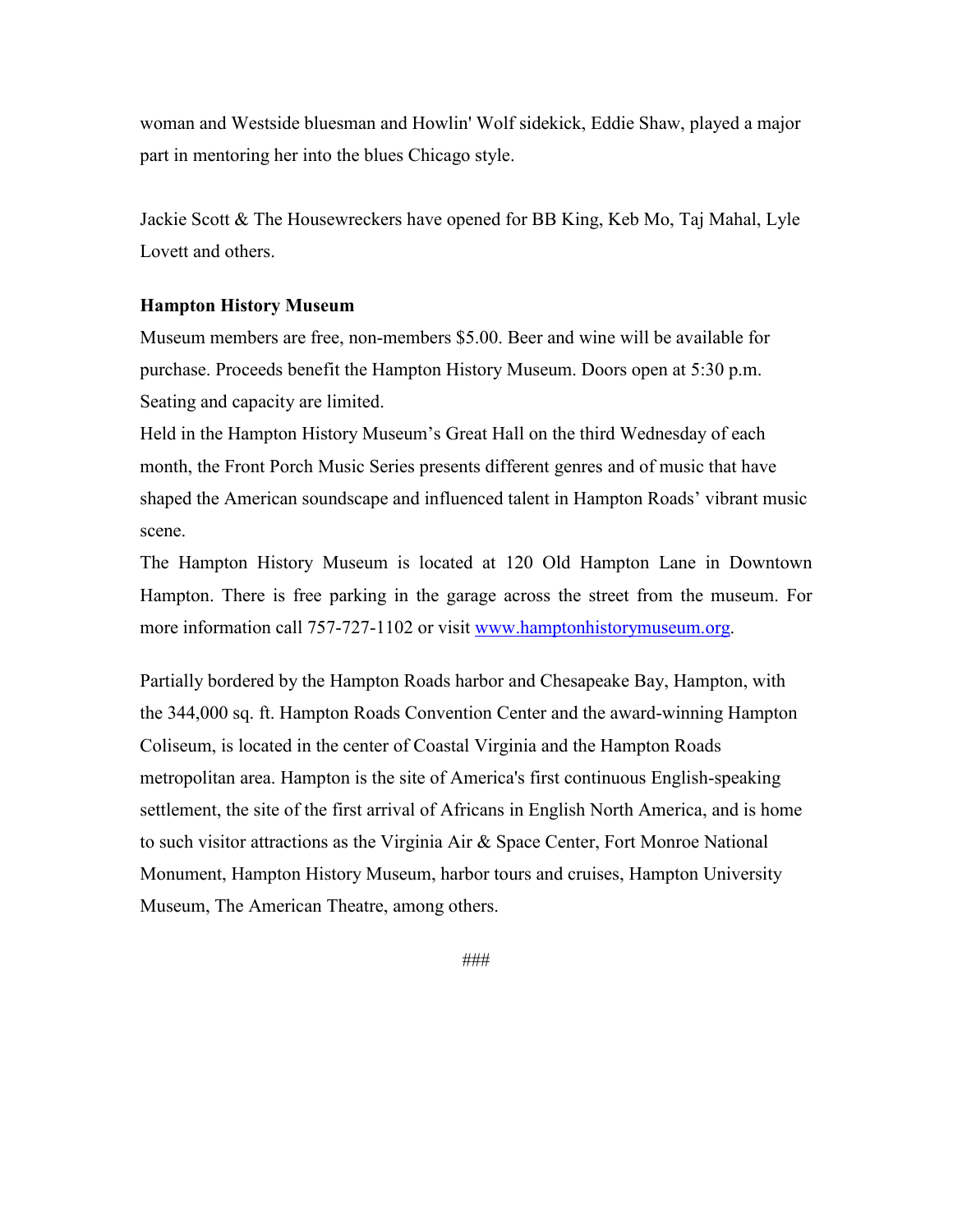woman and Westside bluesman and Howlin' Wolf sidekick, Eddie Shaw, played a major part in mentoring her into the blues Chicago style.

Jackie Scott & The Housewreckers have opened for BB King, Keb Mo, Taj Mahal, Lyle Lovett and others.

**Hampton History Museum**

Museum members are free, non-members $5.00. Beer and wine will be available for purchase. Proceeds benefit the Hampton History Museum. Doors open at 5:30 p.m. Seating and capacity are limited.

Held in the Hampton History Museum's Great Hall on the third Wednesday of each month, the Front Porch Music Series presents different genres and of music that have shaped the American soundscape and influenced talent in Hampton Roads' vibrant music scene.

The Hampton History Museum is located at 120 Old Hampton Lane in Downtown Hampton. There is free parking in the garage across the street from the museum. For more information call 757-727-1102 or visit [www.hamptonhistorymuseum.org](http://www.hamptonhistorymuseum.org).

Partially bordered by the Hampton Roads harbor and Chesapeake Bay, Hampton, with the 344,000 sq. ft. Hampton Roads Convention Center and the award-winning Hampton Coliseum, is located in the center of Coastal Virginia and the Hampton Roads metropolitan area. Hampton is the site of America's first continuous English-speaking settlement, the site of the first arrival of Africans in English North America, and is home to such visitor attractions as the Virginia Air & Space Center, Fort Monroe National Monument, Hampton History Museum, harbor tours and cruises, Hampton University Museum, The American Theatre, among others.

###